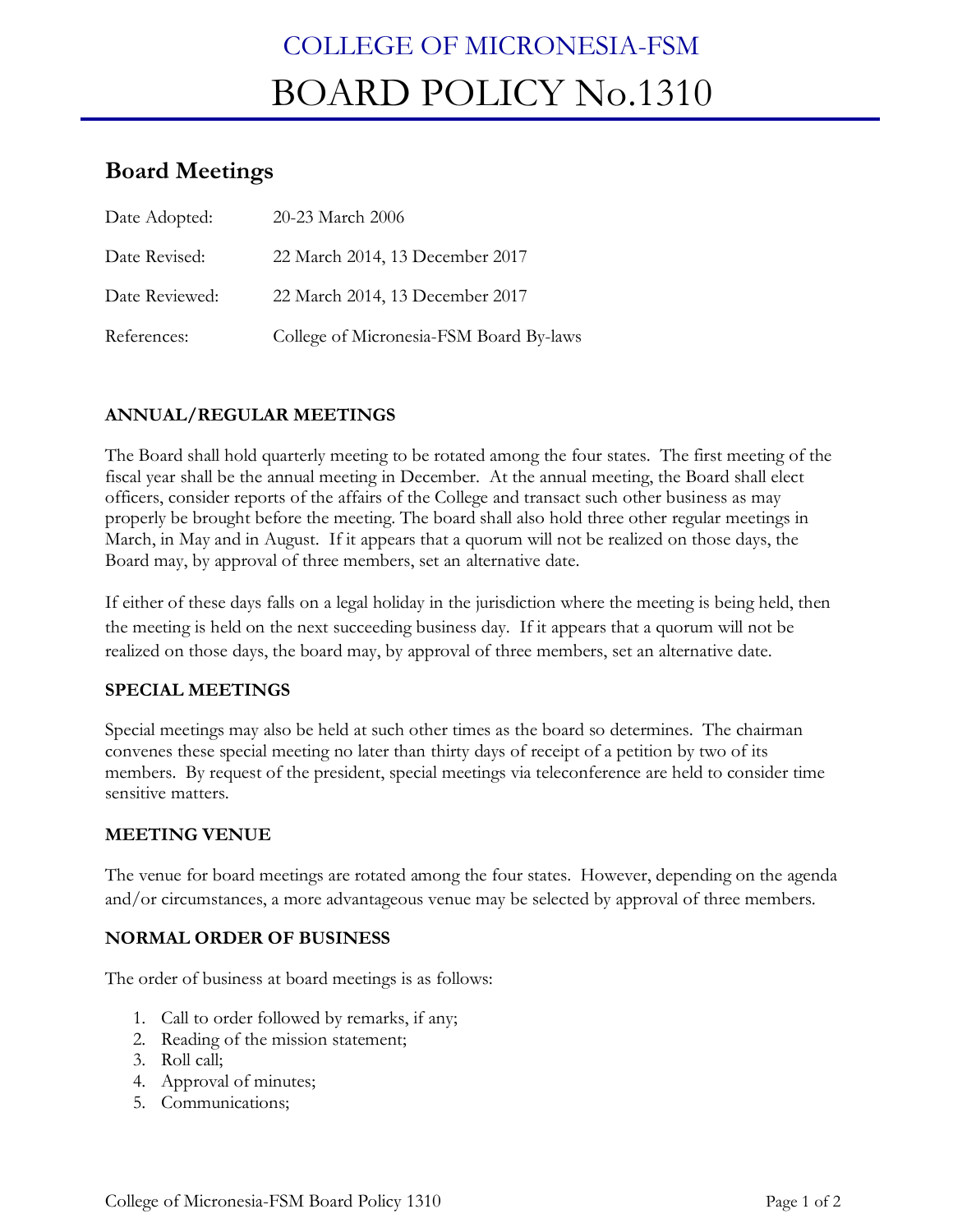# COLLEGE OF MICRONESIA-FSM

# BOARD POLICY No.1310

## Board Meetings

| | |
|---|---|
| Date Adopted: | 20-23 March 2006 |
| Date Revised: | 22 March 2014, 13 December 2017 |
| Date Reviewed: | 22 March 2014, 13 December 2017 |
| References: | College of Micronesia-FSM Board By-laws |

### ANNUAL/REGULAR MEETINGS

The Board shall hold quarterly meeting to be rotated among the four states. The first meeting of the fiscal year shall be the annual meeting in December. At the annual meeting, the Board shall elect officers, consider reports of the affairs of the College and transact such other business as may properly be brought before the meeting. The board shall also hold three other regular meetings in March, in May and in August. If it appears that a quorum will not be realized on those days, the Board may, by approval of three members, set an alternative date.

If either of these days falls on a legal holiday in the jurisdiction where the meeting is being held, then the meeting is held on the next succeeding business day. If it appears that a quorum will not be realized on those days, the board may, by approval of three members, set an alternative date.

### SPECIAL MEETINGS

Special meetings may also be held at such other times as the board so determines. The chairman convenes these special meeting no later than thirty days of receipt of a petition by two of its members. By request of the president, special meetings via teleconference are held to consider time sensitive matters.

### MEETING VENUE

The venue for board meetings are rotated among the four states. However, depending on the agenda and/or circumstances, a more advantageous venue may be selected by approval of three members.

### NORMAL ORDER OF BUSINESS

The order of business at board meetings is as follows:

1. Call to order followed by remarks, if any;
2. Reading of the mission statement;
3. Roll call;
4. Approval of minutes;
5. Communications;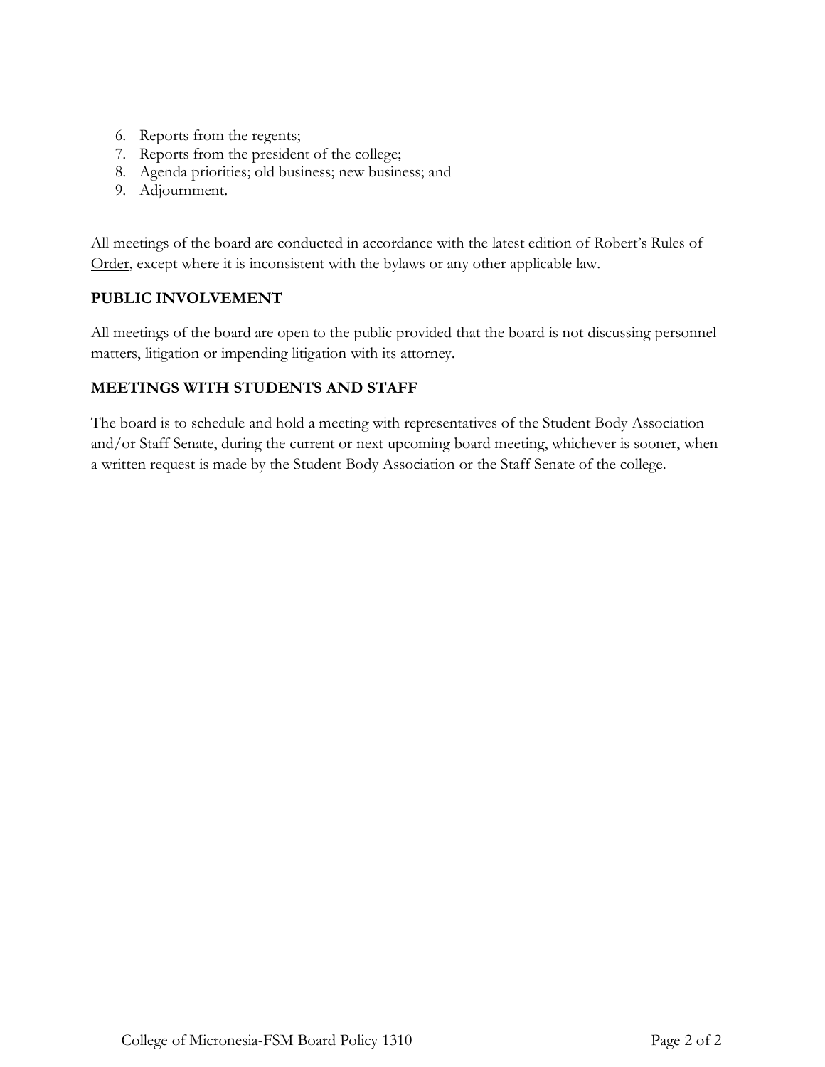6. Reports from the regents;
7. Reports from the president of the college;
8. Agenda priorities; old business; new business; and
9. Adjournment.

All meetings of the board are conducted in accordance with the latest edition of Robert's Rules of Order, except where it is inconsistent with the bylaws or any other applicable law.

### PUBLIC INVOLVEMENT

All meetings of the board are open to the public provided that the board is not discussing personnel matters, litigation or impending litigation with its attorney.

### MEETINGS WITH STUDENTS AND STAFF

The board is to schedule and hold a meeting with representatives of the Student Body Association and/or Staff Senate, during the current or next upcoming board meeting, whichever is sooner, when a written request is made by the Student Body Association or the Staff Senate of the college.